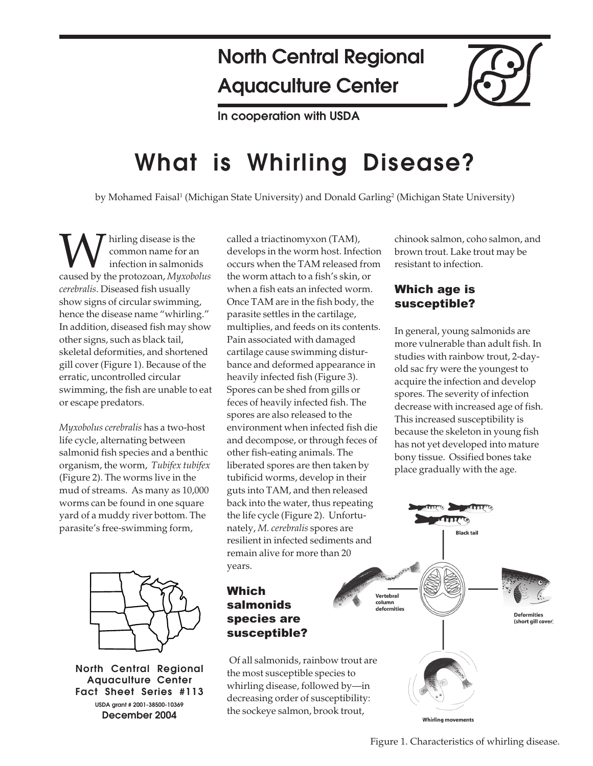# North Central Regional Aquaculture Center

In cooperation with USDA

# What is Whirling Disease?

by Mohamed Faisal[1] (Michigan State University) and Donald Garling[2] (Michigan State University)

Whirling disease is the common name for an infection in salmonids caused by the protozoan, *Myxobolus cerebralis*. Diseased fish usually show signs of circular swimming, hence the disease name "whirling." In addition, diseased fish may show other signs, such as black tail, skeletal deformities, and shortened gill cover (Figure 1). Because of the erratic, uncontrolled circular swimming, the fish are unable to eat or escape predators.

*Myxobolus cerebralis* has a two-host life cycle, alternating between salmonid fish species and a benthic organism, the worm, *Tubifex tubifex* (Figure 2). The worms live in the mud of streams. As many as 10,000 worms can be found in one square yard of a muddy river bottom. The parasite's free-swimming form, called a triactinomyxon (TAM), develops in the worm host. Infection occurs when the TAM released from the worm attach to a fish's skin, or when a fish eats an infected worm. Once TAM are in the fish body, the parasite settles in the cartilage, multiplies, and feeds on its contents. Pain associated with damaged cartilage cause swimming disturbance and deformed appearance in heavily infected fish (Figure 3). Spores can be shed from gills or feces of heavily infected fish. The spores are also released to the environment when infected fish die and decompose, or through feces of other fish-eating animals. The liberated spores are then taken by tubificid worms, develop in their guts into TAM, and then released back into the water, thus repeating the life cycle (Figure 2). Unfortunately, *M. cerebralis* spores are resilient in infected sediments and remain alive for more than 20 years.

## Which salmonids species are susceptible?

Of all salmonids, rainbow trout are the most susceptible species to whirling disease, followed by—in decreasing order of susceptibility: the sockeye salmon, brook trout, chinook salmon, coho salmon, and brown trout. Lake trout may be resistant to infection.

## Which age is susceptible?

In general, young salmonids are more vulnerable than adult fish. In studies with rainbow trout, 2-day-old sac fry were the youngest to acquire the infection and develop spores. The severity of infection decrease with increased age of fish. This increased susceptibility is because the skeleton in young fish has not yet developed into mature bony tissue. Ossified bones take place gradually with the age.

North Central Regional Aquaculture Center Fact Sheet Series #113
USDA grant # 2001-38500-10369
December 2004

Black tail

Vertebral column deformities

Deformities (short gill cover)

Whirling movements

Figure 1. Characteristics of whirling disease.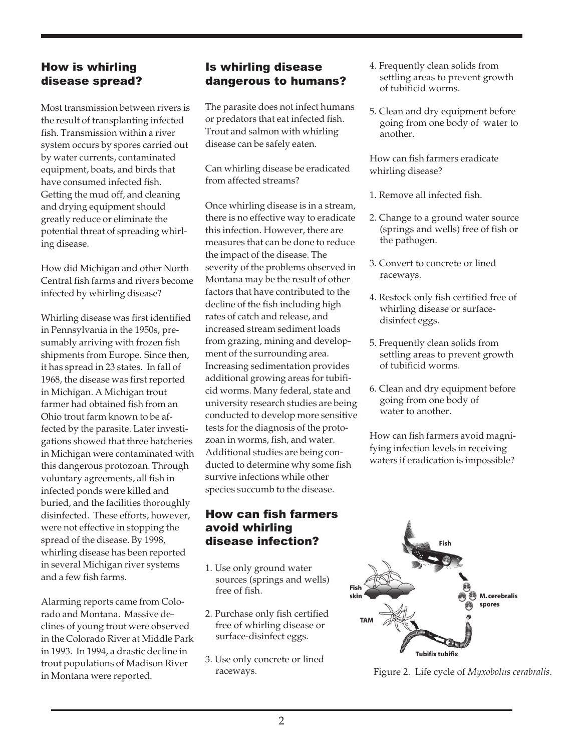## How is whirling disease spread?

Most transmission between rivers is the result of transplanting infected fish. Transmission within a river system occurs by spores carried out by water currents, contaminated equipment, boats, and birds that have consumed infected fish. Getting the mud off, and cleaning and drying equipment should greatly reduce or eliminate the potential threat of spreading whirling disease.

How did Michigan and other North Central fish farms and rivers become infected by whirling disease?

Whirling disease was first identified in Pennsylvania in the 1950s, presumably arriving with frozen fish shipments from Europe. Since then, it has spread in 23 states. In fall of 1968, the disease was first reported in Michigan. A Michigan trout farmer had obtained fish from an Ohio trout farm known to be affected by the parasite. Later investigations showed that three hatcheries in Michigan were contaminated with this dangerous protozoan. Through voluntary agreements, all fish in infected ponds were killed and buried, and the facilities thoroughly disinfected. These efforts, however, were not effective in stopping the spread of the disease. By 1998, whirling disease has been reported in several Michigan river systems and a few fish farms.

Alarming reports came from Colorado and Montana. Massive declines of young trout were observed in the Colorado River at Middle Park in 1993. In 1994, a drastic decline in trout populations of Madison River in Montana were reported.

## Is whirling disease dangerous to humans?

The parasite does not infect humans or predators that eat infected fish. Trout and salmon with whirling disease can be safely eaten.

Can whirling disease be eradicated from affected streams?

Once whirling disease is in a stream, there is no effective way to eradicate this infection. However, there are measures that can be done to reduce the impact of the disease. The severity of the problems observed in Montana may be the result of other factors that have contributed to the decline of the fish including high rates of catch and release, and increased stream sediment loads from grazing, mining and development of the surrounding area. Increasing sedimentation provides additional growing areas for tubificid worms. Many federal, state and university research studies are being conducted to develop more sensitive tests for the diagnosis of the protozoan in worms, fish, and water. Additional studies are being conducted to determine why some fish survive infections while other species succumb to the disease.

## How can fish farmers avoid whirling disease infection?

1. Use only ground water sources (springs and wells) free of fish.
2. Purchase only fish certified free of whirling disease or surface-disinfect eggs.
3. Use only concrete or lined raceways.
4. Frequently clean solids from settling areas to prevent growth of tubificid worms.
5. Clean and dry equipment before going from one body of water to another.

How can fish farmers eradicate whirling disease?

1. Remove all infected fish.
2. Change to a ground water source (springs and wells) free of fish or the pathogen.
3. Convert to concrete or lined raceways.
4. Restock only fish certified free of whirling disease or surface-disinfect eggs.
5. Frequently clean solids from settling areas to prevent growth of tubificid worms.
6. Clean and dry equipment before going from one body of water to another.

How can fish farmers avoid magnifying infection levels in receiving waters if eradication is impossible?

Figure 2. Life cycle of *Myxobolus cerabralis*.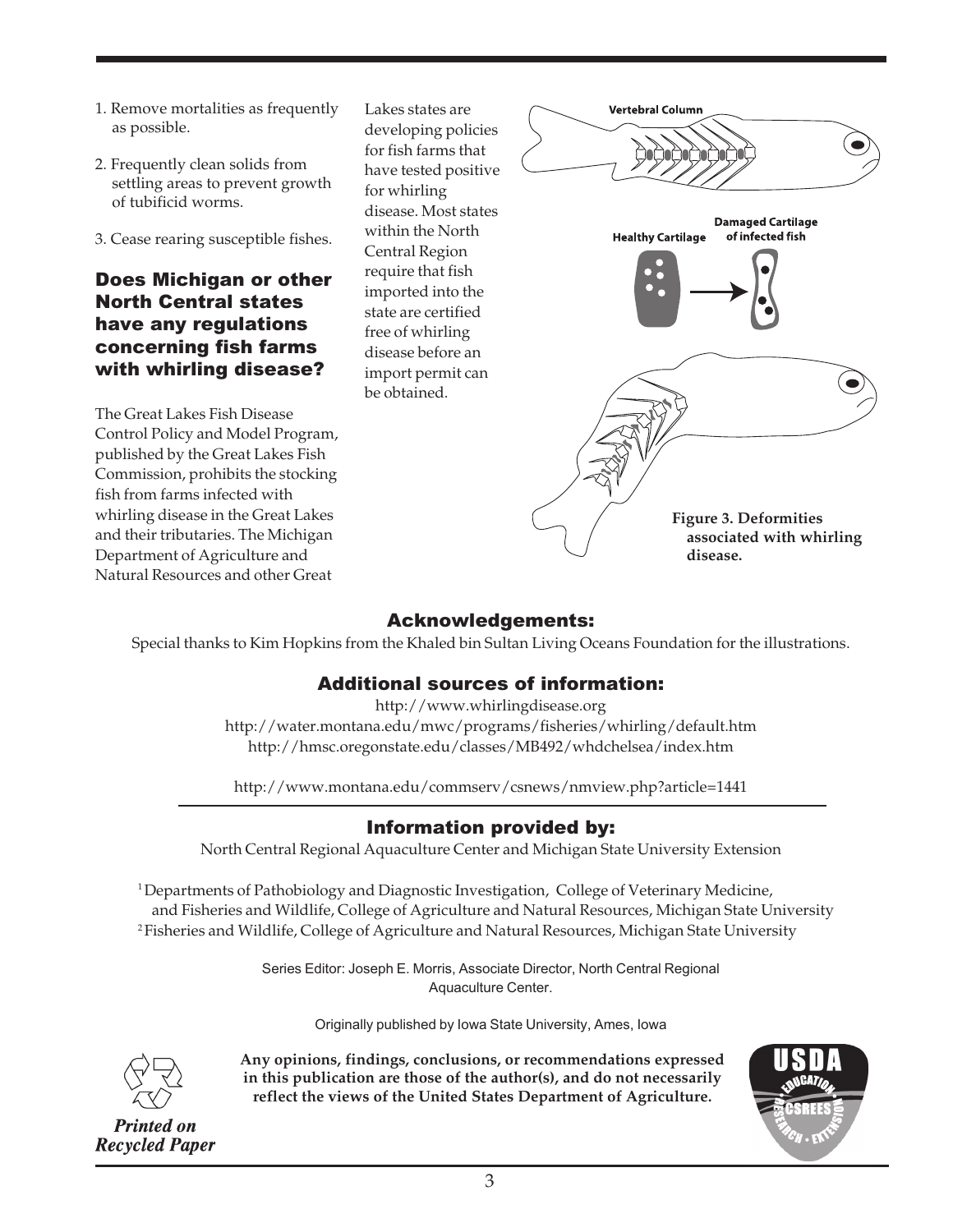1. Remove mortalities as frequently as possible.
2. Frequently clean solids from settling areas to prevent growth of tubificid worms.
3. Cease rearing susceptible fishes.

## Does Michigan or other North Central states have any regulations concerning fish farms with whirling disease?

The Great Lakes Fish Disease Control Policy and Model Program, published by the Great Lakes Fish Commission, prohibits the stocking fish from farms infected with whirling disease in the Great Lakes and their tributaries. The Michigan Department of Agriculture and Natural Resources and other Great Lakes states are developing policies for fish farms that have tested positive for whirling disease. Most states within the North Central Region require that fish imported into the state are certified free of whirling disease before an import permit can be obtained.

Vertebral Column

Healthy Cartilage

Damaged Cartilage of infected fish

**Figure 3. Deformities associated with whirling disease.**

## Acknowledgements:

Special thanks to Kim Hopkins from the Khaled bin Sultan Living Oceans Foundation for the illustrations.

## Additional sources of information:

http://www.whirlingdisease.org
http://water.montana.edu/mwc/programs/fisheries/whirling/default.htm
http://hmsc.oregonstate.edu/classes/MB492/whdchelsea/index.htm

http://www.montana.edu/commserv/csnews/nmview.php?article=1441

## Information provided by:

North Central Regional Aquaculture Center and Michigan State University Extension

[1] Departments of Pathobiology and Diagnostic Investigation, College of Veterinary Medicine, and Fisheries and Wildlife, College of Agriculture and Natural Resources, Michigan State University
[2] Fisheries and Wildlife, College of Agriculture and Natural Resources, Michigan State University

Series Editor: Joseph E. Morris, Associate Director, North Central Regional Aquaculture Center.

Originally published by Iowa State University, Ames, Iowa

*Printed on Recycled Paper*

**Any opinions, findings, conclusions, or recommendations expressed in this publication are those of the author(s), and do not necessarily reflect the views of the United States Department of Agriculture.**